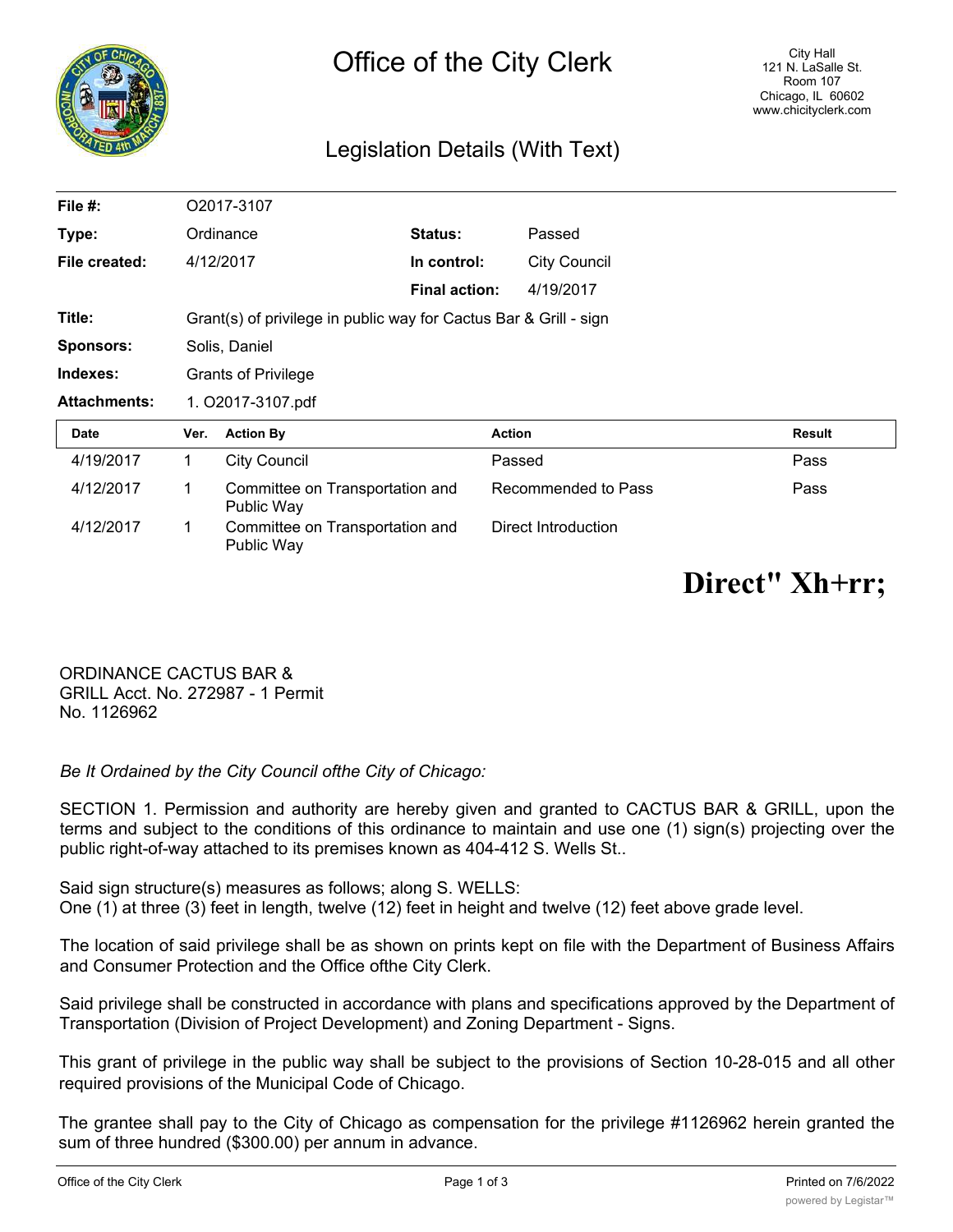# Office of the City Clerk

City Hall
121 N. LaSalle St.
Room 107
Chicago, IL 60602
www.chicityclerk.com

## Legislation Details (With Text)

| | | | |
|---|---|---|---|
| **File #:** | O2017-3107 | | |
| **Type:** | Ordinance | **Status:** | Passed |
| **File created:** | 4/12/2017 | **In control:** | City Council |
| | | **Final action:** | 4/19/2017 |
| **Title:** | Grant(s) of privilege in public way for Cactus Bar & Grill - sign | | |
| **Sponsors:** | Solis, Daniel | | |
| **Indexes:** | Grants of Privilege | | |
| **Attachments:** | 1. O2017-3107.pdf | | |

| Date | Ver. | Action By | Action | Result |
|---|---|---|---|---|
| 4/19/2017 | 1 | City Council | Passed | Pass |
| 4/12/2017 | 1 | Committee on Transportation and Public Way | Recommended to Pass | Pass |
| 4/12/2017 | 1 | Committee on Transportation and Public Way | Direct Introduction | |

**Direct" Xh+rr;**

ORDINANCE CACTUS BAR & GRILL Acct. No. 272987 - 1 Permit No. 1126962

*Be It Ordained by the City Council ofthe City of Chicago:*

SECTION 1. Permission and authority are hereby given and granted to CACTUS BAR & GRILL, upon the terms and subject to the conditions of this ordinance to maintain and use one (1) sign(s) projecting over the public right-of-way attached to its premises known as 404-412 S. Wells St..

Said sign structure(s) measures as follows; along S. WELLS:
One (1) at three (3) feet in length, twelve (12) feet in height and twelve (12) feet above grade level.

The location of said privilege shall be as shown on prints kept on file with the Department of Business Affairs and Consumer Protection and the Office ofthe City Clerk.

Said privilege shall be constructed in accordance with plans and specifications approved by the Department of Transportation (Division of Project Development) and Zoning Department - Signs.

This grant of privilege in the public way shall be subject to the provisions of Section 10-28-015 and all other required provisions of the Municipal Code of Chicago.

The grantee shall pay to the City of Chicago as compensation for the privilege #1126962 herein granted the sum of three hundred ($300.00) per annum in advance.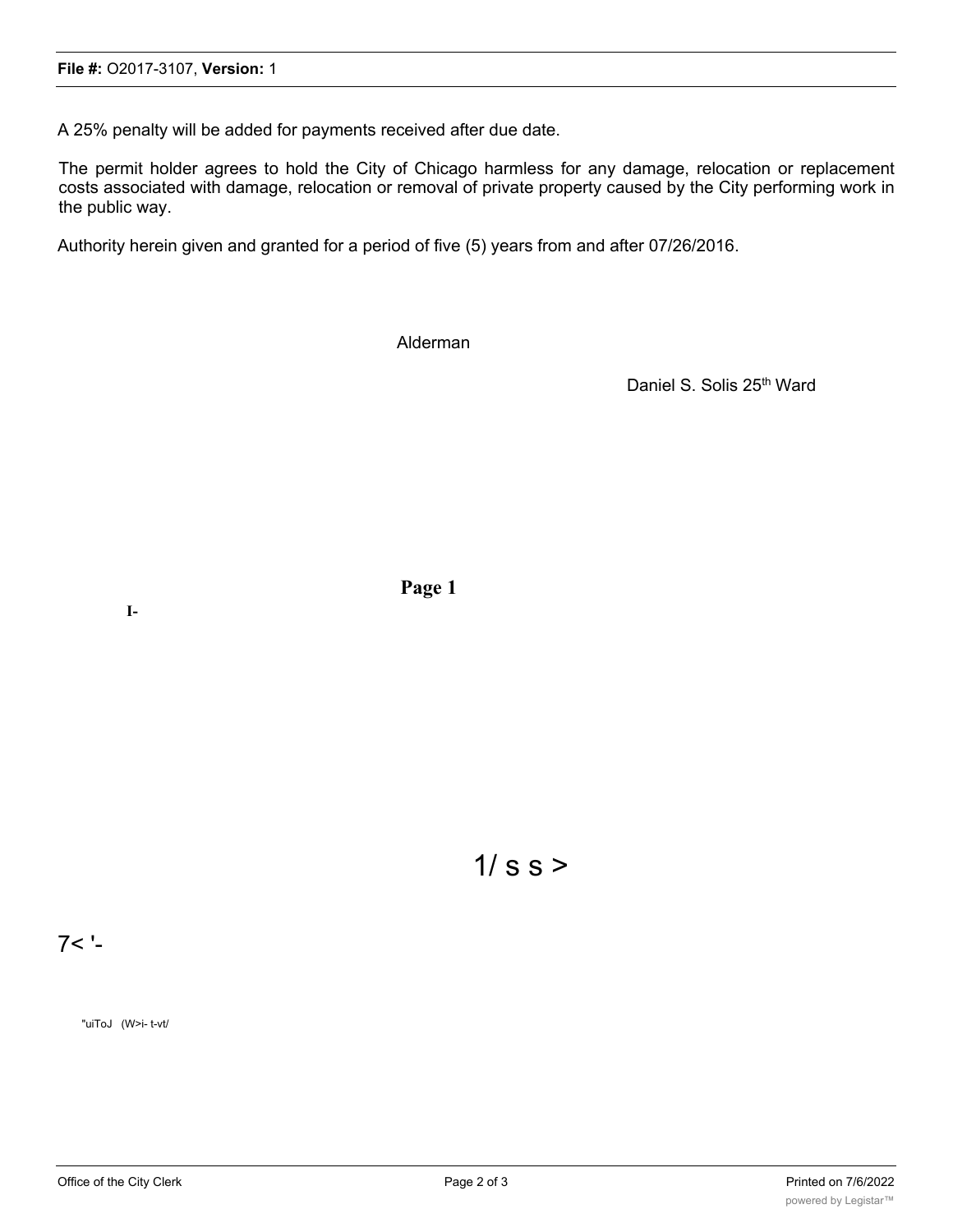A 25% penalty will be added for payments received after due date.

The permit holder agrees to hold the City of Chicago harmless for any damage, relocation or replacement costs associated with damage, relocation or removal of private property caused by the City performing work in the public way.

Authority herein given and granted for a period of five (5) years from and after 07/26/2016.

Alderman

Daniel S. Solis 25th Ward

**Page 1**

**I-**

1/ s s >

7< '-

"uiToJ (W>i- t-vt/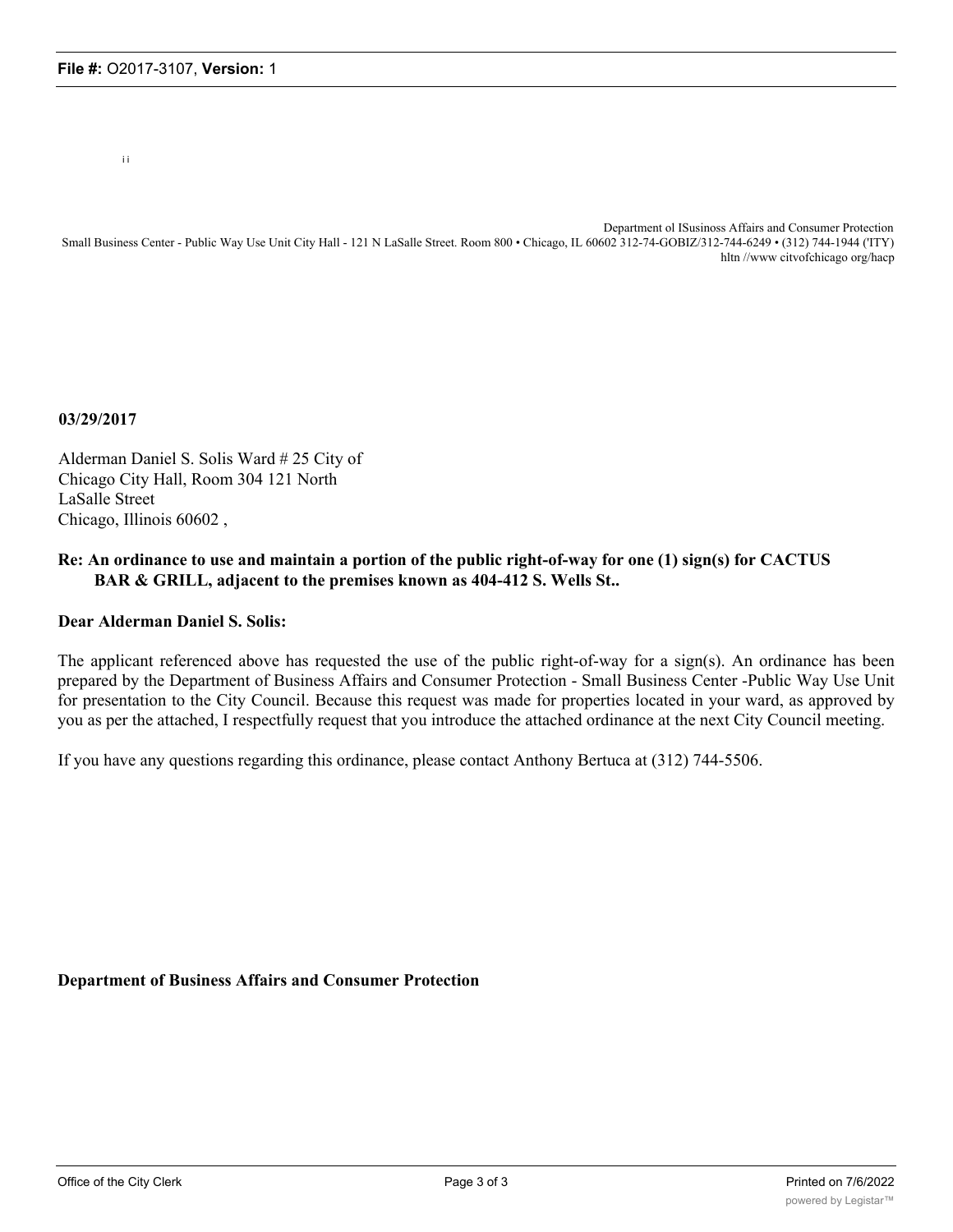i i

Department ol ISusinoss Affairs and Consumer Protection
Small Business Center - Public Way Use Unit City Hall - 121 N LaSalle Street. Room 800 • Chicago, IL 60602 312-74-GOBIZ/312-744-6249 • (312) 744-1944 ('ITY)
hltn //www citvofchicago org/hacp

**03/29/2017**

Alderman Daniel S. Solis Ward # 25 City of
Chicago City Hall, Room 304 121 North
LaSalle Street
Chicago, Illinois 60602 ,

**Re: An ordinance to use and maintain a portion of the public right-of-way for one (1) sign(s) for CACTUS BAR & GRILL, adjacent to the premises known as 404-412 S. Wells St..**

**Dear Alderman Daniel S. Solis:**

The applicant referenced above has requested the use of the public right-of-way for a sign(s). An ordinance has been prepared by the Department of Business Affairs and Consumer Protection - Small Business Center -Public Way Use Unit for presentation to the City Council. Because this request was made for properties located in your ward, as approved by you as per the attached, I respectfully request that you introduce the attached ordinance at the next City Council meeting.

If you have any questions regarding this ordinance, please contact Anthony Bertuca at (312) 744-5506.

**Department of Business Affairs and Consumer Protection**